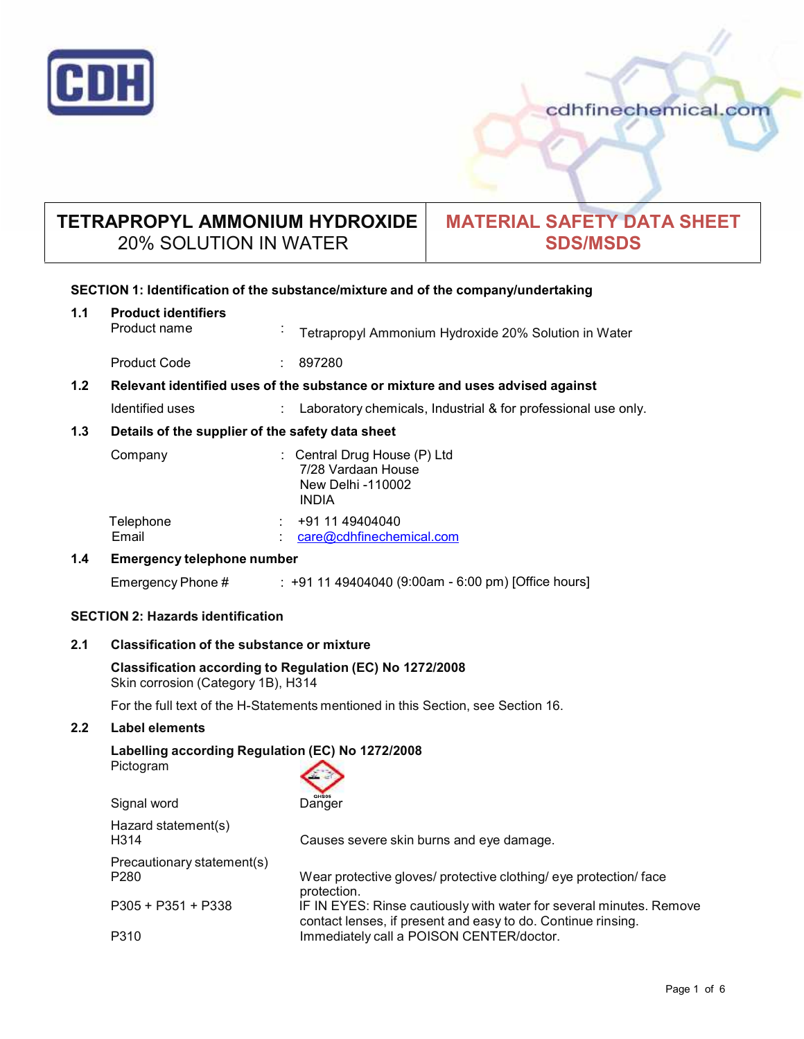# TETRAPROPYL AMMONIUM HYDROXIDE 20% SOLUTION IN WATER

# MATERIAL SAFETY DATA SHEET SDS/MSDS

## SECTION 1: Identification of the substance/mixture and of the company/undertaking

### 1.1 Product identifiers

Product name : Tetrapropyl Ammonium Hydroxide 20% Solution in Water

Product Code : 897280

### 1.2 Relevant identified uses of the substance or mixture and uses advised against

Identified uses : Laboratory chemicals, Industrial & for professional use only.

### 1.3 Details of the supplier of the safety data sheet

Company : Central Drug House (P) Ltd
7/28 Vardaan House
New Delhi -110002
INDIA

Telephone : +91 11 49404040
Email : care@cdhfinechemical.com

### 1.4 Emergency telephone number

Emergency Phone # : +91 11 49404040 (9:00am - 6:00 pm) [Office hours]

## SECTION 2: Hazards identification

### 2.1 Classification of the substance or mixture

**Classification according to Regulation (EC) No 1272/2008**
Skin corrosion (Category 1B), H314

For the full text of the H-Statements mentioned in this Section, see Section 16.

### 2.2 Label elements

**Labelling according Regulation (EC) No 1272/2008**

Pictogram

Signal word: Danger

Hazard statement(s)

H314 Causes severe skin burns and eye damage.

Precautionary statement(s)

P280 Wear protective gloves/ protective clothing/ eye protection/ face protection.

P305 + P351 + P338 IF IN EYES: Rinse cautiously with water for several minutes. Remove contact lenses, if present and easy to do. Continue rinsing.

P310 Immediately call a POISON CENTER/doctor.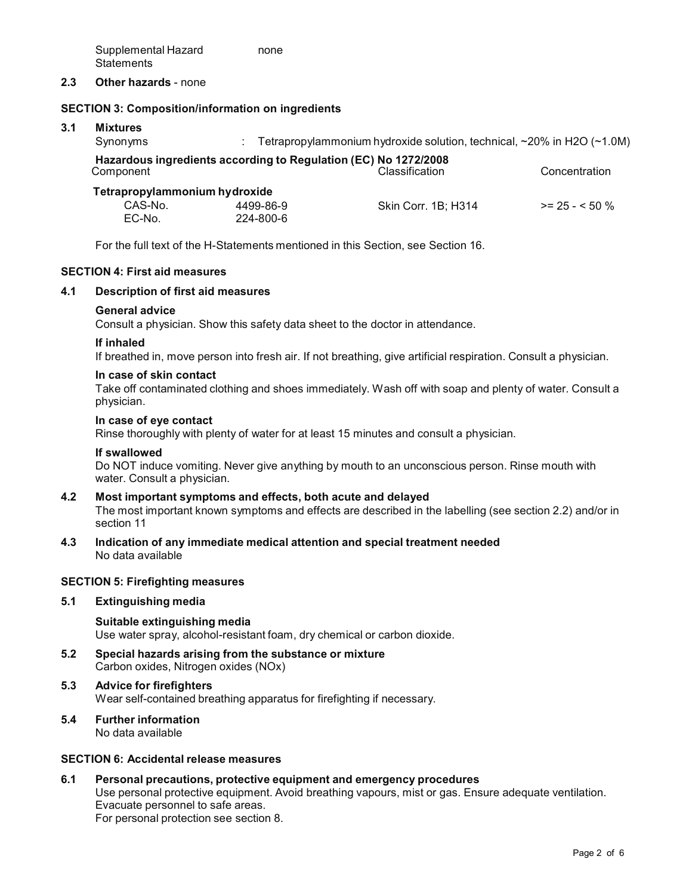Supplemental Hazard Statements: none

**2.3 Other hazards** - none

## SECTION 3: Composition/information on ingredients

### 3.1 Mixtures

Synonyms : Tetrapropylammonium hydroxide solution, technical, ~20% in $H_2O$ (~1.0M)

**Hazardous ingredients according to Regulation (EC) No 1272/2008**

| Component | | Classification | Concentration |
|---|---|---|---|
| **Tetrapropylammonium hydroxide** | | | |
| CAS-No. | 4499-86-9 | Skin Corr. 1B; H314 | >= 25 - < 50 % |
| EC-No. | 224-800-6 | | |

For the full text of the H-Statements mentioned in this Section, see Section 16.

## SECTION 4: First aid measures

### 4.1 Description of first aid measures

**General advice**
Consult a physician. Show this safety data sheet to the doctor in attendance.

**If inhaled**
If breathed in, move person into fresh air. If not breathing, give artificial respiration. Consult a physician.

**In case of skin contact**
Take off contaminated clothing and shoes immediately. Wash off with soap and plenty of water. Consult a physician.

**In case of eye contact**
Rinse thoroughly with plenty of water for at least 15 minutes and consult a physician.

**If swallowed**
Do NOT induce vomiting. Never give anything by mouth to an unconscious person. Rinse mouth with water. Consult a physician.

### 4.2 Most important symptoms and effects, both acute and delayed

The most important known symptoms and effects are described in the labelling (see section 2.2) and/or in section 11

### 4.3 Indication of any immediate medical attention and special treatment needed

No data available

## SECTION 5: Firefighting measures

### 5.1 Extinguishing media

**Suitable extinguishing media**
Use water spray, alcohol-resistant foam, dry chemical or carbon dioxide.

### 5.2 Special hazards arising from the substance or mixture

Carbon oxides, Nitrogen oxides (NOx)

### 5.3 Advice for firefighters

Wear self-contained breathing apparatus for firefighting if necessary.

### 5.4 Further information

No data available

## SECTION 6: Accidental release measures

### 6.1 Personal precautions, protective equipment and emergency procedures

Use personal protective equipment. Avoid breathing vapours, mist or gas. Ensure adequate ventilation.
Evacuate personnel to safe areas.
For personal protection see section 8.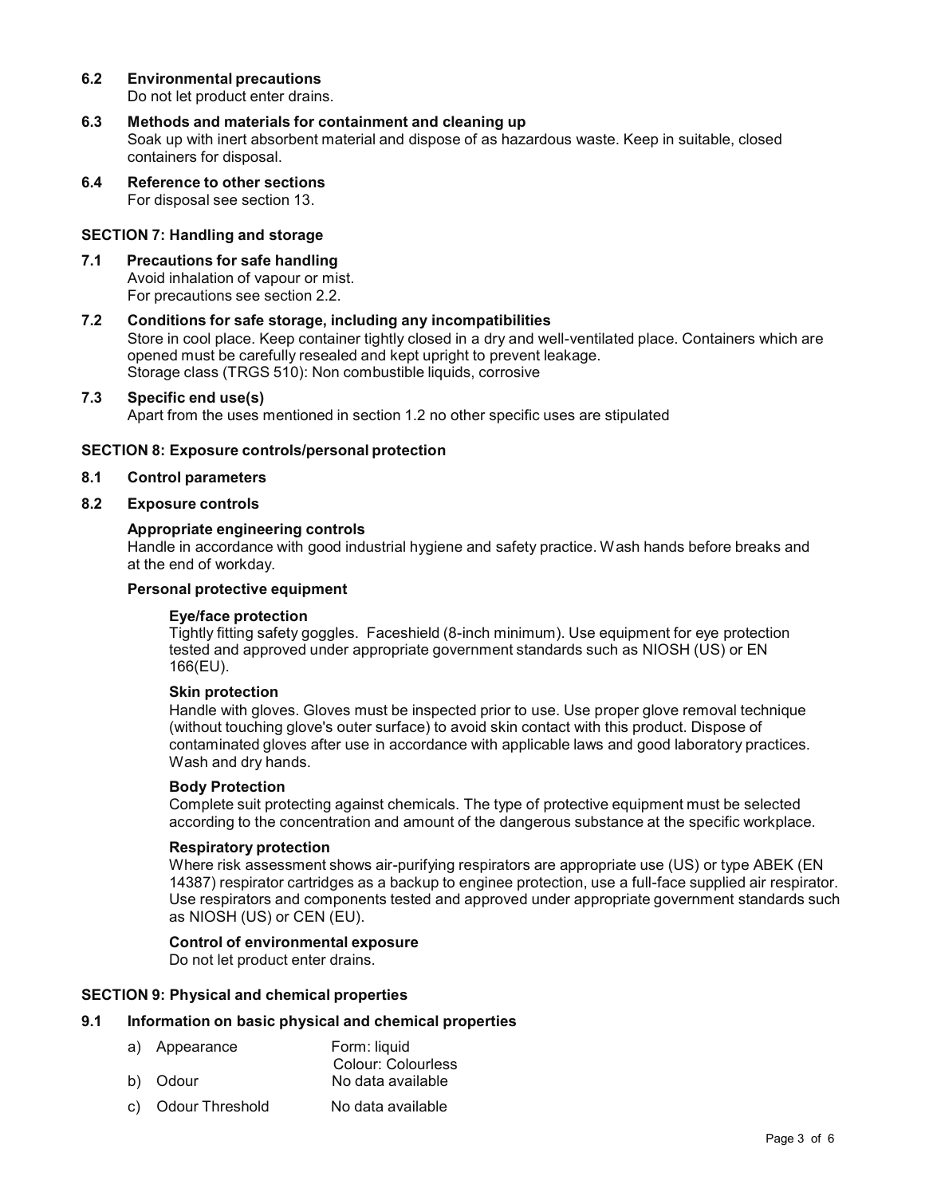### 6.2 Environmental precautions

Do not let product enter drains.

### 6.3 Methods and materials for containment and cleaning up

Soak up with inert absorbent material and dispose of as hazardous waste. Keep in suitable, closed containers for disposal.

### 6.4 Reference to other sections

For disposal see section 13.

## SECTION 7: Handling and storage

### 7.1 Precautions for safe handling

Avoid inhalation of vapour or mist.
For precautions see section 2.2.

### 7.2 Conditions for safe storage, including any incompatibilities

Store in cool place. Keep container tightly closed in a dry and well-ventilated place. Containers which are opened must be carefully resealed and kept upright to prevent leakage.
Storage class (TRGS 510): Non combustible liquids, corrosive

### 7.3 Specific end use(s)

Apart from the uses mentioned in section 1.2 no other specific uses are stipulated

## SECTION 8: Exposure controls/personal protection

### 8.1 Control parameters

### 8.2 Exposure controls

**Appropriate engineering controls**

Handle in accordance with good industrial hygiene and safety practice. Wash hands before breaks and at the end of workday.

**Personal protective equipment**

**Eye/face protection**

Tightly fitting safety goggles. Faceshield (8-inch minimum). Use equipment for eye protection tested and approved under appropriate government standards such as NIOSH (US) or EN 166(EU).

**Skin protection**

Handle with gloves. Gloves must be inspected prior to use. Use proper glove removal technique (without touching glove's outer surface) to avoid skin contact with this product. Dispose of contaminated gloves after use in accordance with applicable laws and good laboratory practices. Wash and dry hands.

**Body Protection**

Complete suit protecting against chemicals. The type of protective equipment must be selected according to the concentration and amount of the dangerous substance at the specific workplace.

**Respiratory protection**

Where risk assessment shows air-purifying respirators are appropriate use (US) or type ABEK (EN 14387) respirator cartridges as a backup to enginee protection, use a full-face supplied air respirator. Use respirators and components tested and approved under appropriate government standards such as NIOSH (US) or CEN (EU).

**Control of environmental exposure**

Do not let product enter drains.

## SECTION 9: Physical and chemical properties

### 9.1 Information on basic physical and chemical properties

| | |
|---|---|
| a) Appearance | Form: liquid<br>Colour: Colourless |
| b) Odour | No data available |
| c) Odour Threshold | No data available |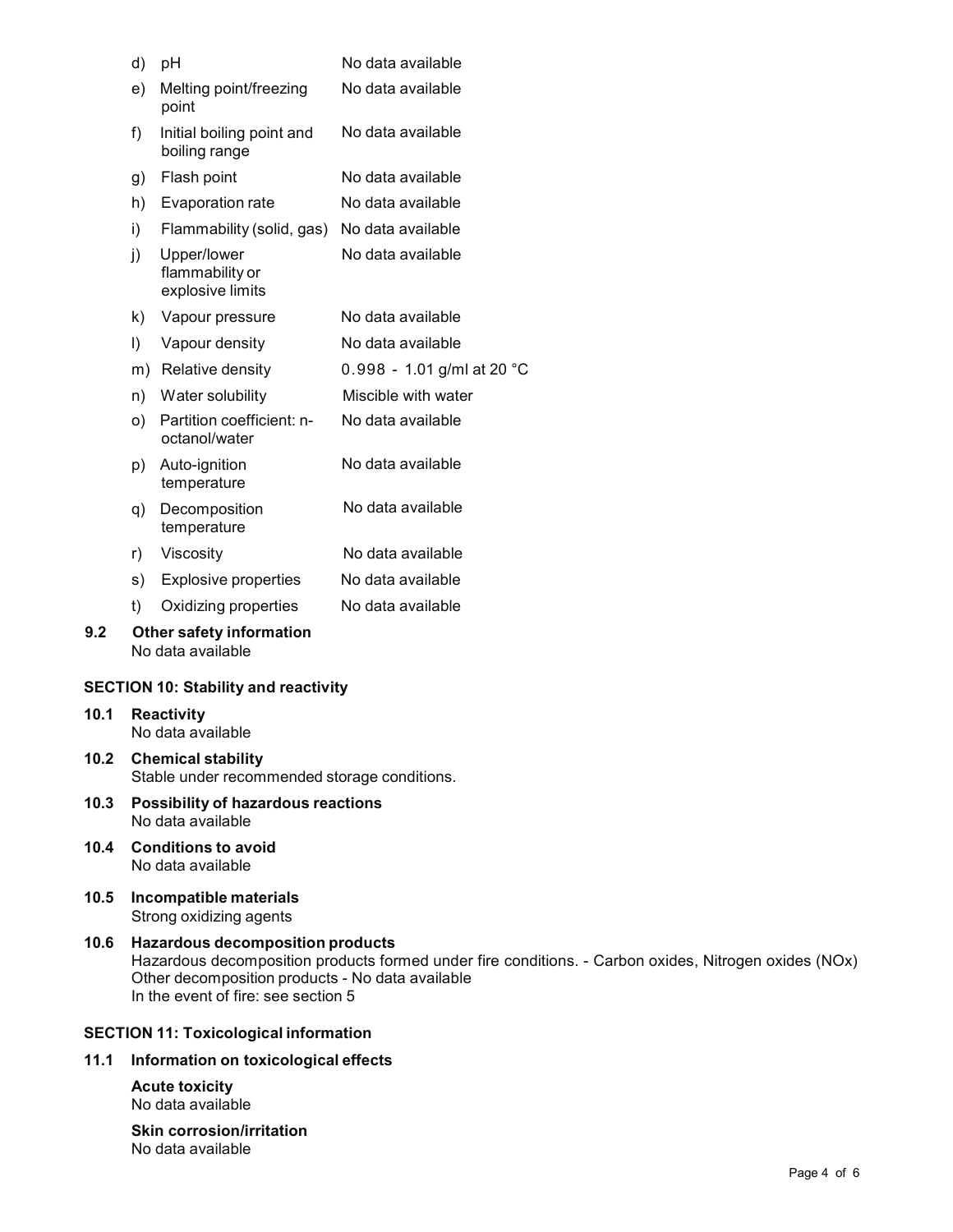| | | |
|---|---|---|
| d) | pH | No data available |
| e) | Melting point/freezing point | No data available |
| f) | Initial boiling point and boiling range | No data available |
| g) | Flash point | No data available |
| h) | Evaporation rate | No data available |
| i) | Flammability (solid, gas) | No data available |
| j) | Upper/lower flammability or explosive limits | No data available |
| k) | Vapour pressure | No data available |
| l) | Vapour density | No data available |
| m) | Relative density | 0.998 - 1.01 g/ml at 20 °C |
| n) | Water solubility | Miscible with water |
| o) | Partition coefficient: n-octanol/water | No data available |
| p) | Auto-ignition temperature | No data available |
| q) | Decomposition temperature | No data available |
| r) | Viscosity | No data available |
| s) | Explosive properties | No data available |
| t) | Oxidizing properties | No data available |

**9.2 Other safety information**
No data available

## SECTION 10: Stability and reactivity

**10.1 Reactivity**
No data available

**10.2 Chemical stability**
Stable under recommended storage conditions.

**10.3 Possibility of hazardous reactions**
No data available

**10.4 Conditions to avoid**
No data available

**10.5 Incompatible materials**
Strong oxidizing agents

**10.6 Hazardous decomposition products**
Hazardous decomposition products formed under fire conditions. - Carbon oxides, Nitrogen oxides (NOx)
Other decomposition products - No data available
In the event of fire: see section 5

## SECTION 11: Toxicological information

**11.1 Information on toxicological effects**

**Acute toxicity**
No data available

**Skin corrosion/irritation**
No data available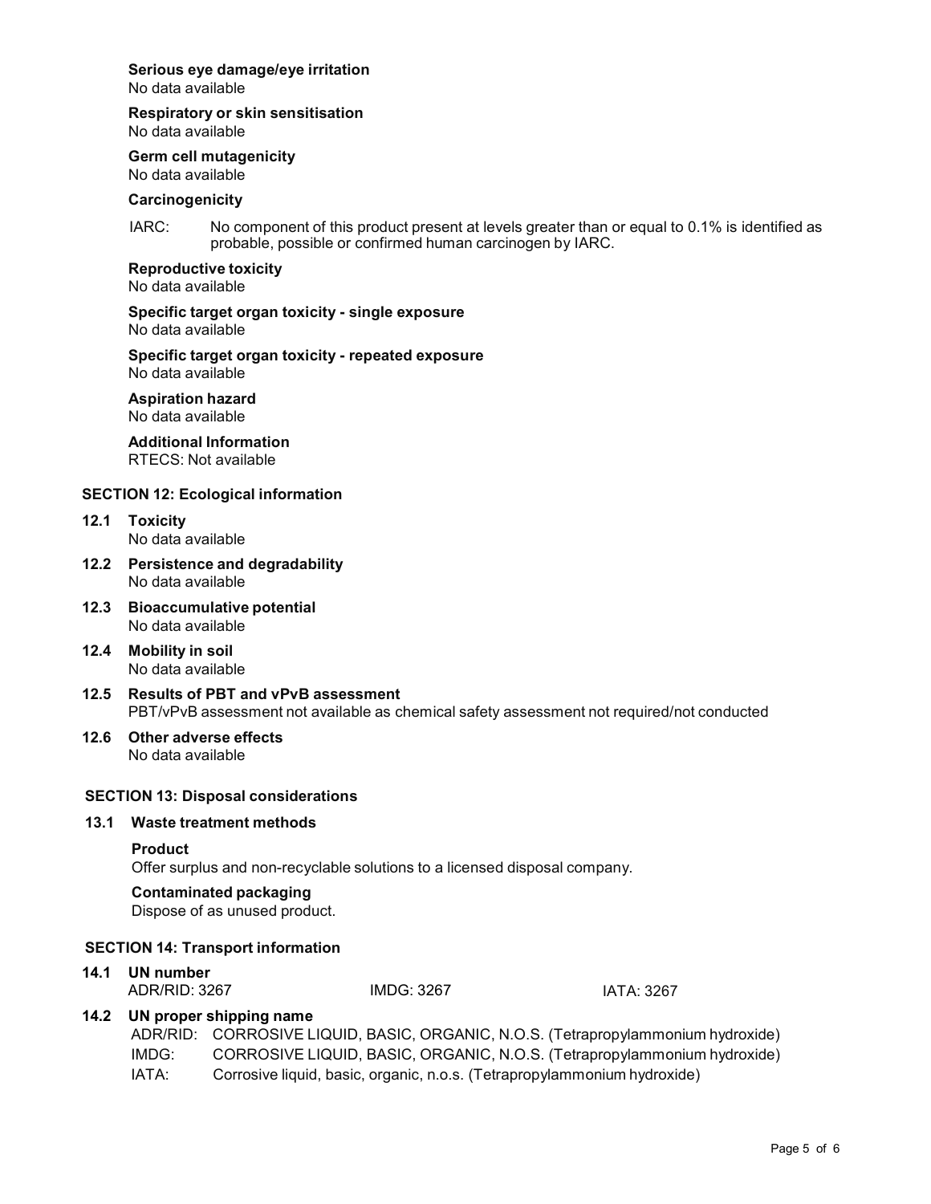**Serious eye damage/eye irritation**
No data available

**Respiratory or skin sensitisation**
No data available

**Germ cell mutagenicity**
No data available

**Carcinogenicity**

IARC: No component of this product present at levels greater than or equal to 0.1% is identified as probable, possible or confirmed human carcinogen by IARC.

**Reproductive toxicity**
No data available

**Specific target organ toxicity - single exposure**
No data available

**Specific target organ toxicity - repeated exposure**
No data available

**Aspiration hazard**
No data available

**Additional Information**
RTECS: Not available

## SECTION 12: Ecological information

**12.1 Toxicity**
No data available

**12.2 Persistence and degradability**
No data available

**12.3 Bioaccumulative potential**
No data available

**12.4 Mobility in soil**
No data available

**12.5 Results of PBT and vPvB assessment**
PBT/vPvB assessment not available as chemical safety assessment not required/not conducted

**12.6 Other adverse effects**
No data available

## SECTION 13: Disposal considerations

**13.1 Waste treatment methods**

**Product**
Offer surplus and non-recyclable solutions to a licensed disposal company.

**Contaminated packaging**
Dispose of as unused product.

## SECTION 14: Transport information

**14.1 UN number**

ADR/RID: 3267 IMDG: 3267 IATA: 3267

**14.2 UN proper shipping name**

ADR/RID: CORROSIVE LIQUID, BASIC, ORGANIC, N.O.S. (Tetrapropylammonium hydroxide)
IMDG: CORROSIVE LIQUID, BASIC, ORGANIC, N.O.S. (Tetrapropylammonium hydroxide)
IATA: Corrosive liquid, basic, organic, n.o.s. (Tetrapropylammonium hydroxide)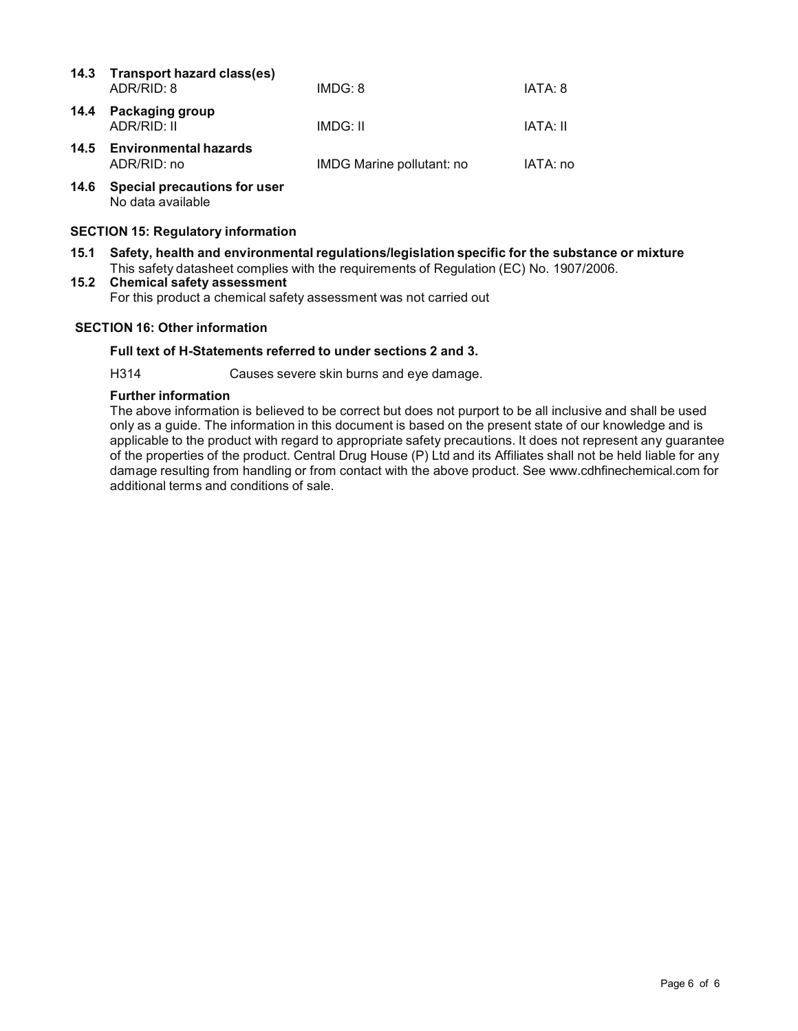**14.3 Transport hazard class(es)**

| | | |
|---|---|---|
| ADR/RID: 8 | IMDG: 8 | IATA: 8 |

**14.4 Packaging group**

| | | |
|---|---|---|
| ADR/RID: II | IMDG: II | IATA: II |

**14.5 Environmental hazards**

| | | |
|---|---|---|
| ADR/RID: no | IMDG Marine pollutant: no | IATA: no |

**14.6 Special precautions for user**

No data available

## SECTION 15: Regulatory information

**15.1 Safety, health and environmental regulations/legislation specific for the substance or mixture**

This safety datasheet complies with the requirements of Regulation (EC) No. 1907/2006.

**15.2 Chemical safety assessment**

For this product a chemical safety assessment was not carried out

## SECTION 16: Other information

**Full text of H-Statements referred to under sections 2 and 3.**

H314 Causes severe skin burns and eye damage.

**Further information**

The above information is believed to be correct but does not purport to be all inclusive and shall be used only as a guide. The information in this document is based on the present state of our knowledge and is applicable to the product with regard to appropriate safety precautions. It does not represent any guarantee of the properties of the product. Central Drug House (P) Ltd and its Affiliates shall not be held liable for any damage resulting from handling or from contact with the above product. See www.cdhfinechemical.com for additional terms and conditions of sale.